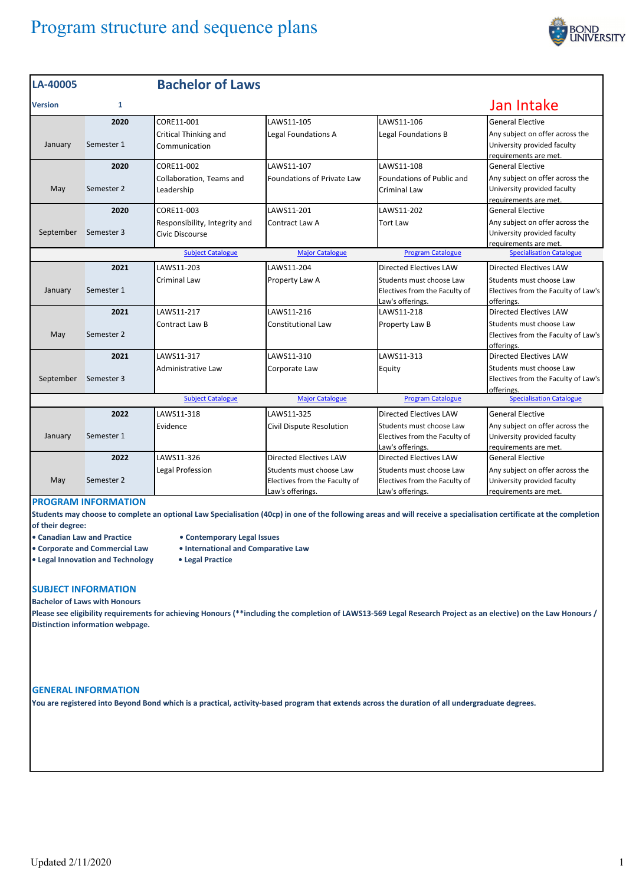# Program structure and sequence plans

## LA-40005 Bachelor of Laws

**Version** 1

**Jan Intake**

| Month | Year / Semester | Subject 1 | Subject 2 | Subject 3 | Subject 4 |
|---|---|---|---|---|---|
| January | 2020 Semester 1 | CORE11-001 Critical Thinking and Communication | LAWS11-105 Legal Foundations A | LAWS11-106 Legal Foundations B | General Elective Any subject on offer across the University provided faculty requirements are met. |
| May | 2020 Semester 2 | CORE11-002 Collaboration, Teams and Leadership | LAWS11-107 Foundations of Private Law | LAWS11-108 Foundations of Public and Criminal Law | General Elective Any subject on offer across the University provided faculty requirements are met. |
| September | 2020 Semester 3 | CORE11-003 Responsibility, Integrity and Civic Discourse | LAWS11-201 Contract Law A | LAWS11-202 Tort Law | General Elective Any subject on offer across the University provided faculty requirements are met. |
| | | Subject Catalogue | Major Catalogue | Program Catalogue | Specialisation Catalogue |
| January | 2021 Semester 1 | LAWS11-203 Criminal Law | LAWS11-204 Property Law A | Directed Electives LAW Students must choose Law Electives from the Faculty of Law's offerings. | Directed Electives LAW Students must choose Law Electives from the Faculty of Law's offerings. |
| May | 2021 Semester 2 | LAWS11-217 Contract Law B | LAWS11-216 Constitutional Law | LAWS11-218 Property Law B | Directed Electives LAW Students must choose Law Electives from the Faculty of Law's offerings. |
| September | 2021 Semester 3 | LAWS11-317 Administrative Law | LAWS11-310 Corporate Law | LAWS11-313 Equity | Directed Electives LAW Students must choose Law Electives from the Faculty of Law's offerings. |
| | | Subject Catalogue | Major Catalogue | Program Catalogue | Specialisation Catalogue |
| January | 2022 Semester 1 | LAWS11-318 Evidence | LAWS11-325 Civil Dispute Resolution | Directed Electives LAW Students must choose Law Electives from the Faculty of Law's offerings. | General Elective Any subject on offer across the University provided faculty requirements are met. |
| May | 2022 Semester 2 | LAWS11-326 Legal Profession | Directed Electives LAW Students must choose Law Electives from the Faculty of Law's offerings. | Directed Electives LAW Students must choose Law Electives from the Faculty of Law's offerings. | General Elective Any subject on offer across the University provided faculty requirements are met. |

### PROGRAM INFORMATION

**Students may choose to complete an optional Law Specialisation (40cp) in one of the following areas and will receive a specialisation certificate at the completion of their degree:**

- **Canadian Law and Practice**
- **Corporate and Commercial Law**
- **Legal Innovation and Technology**
- **Contemporary Legal Issues**
- **International and Comparative Law**
- **Legal Practice**

### SUBJECT INFORMATION

**Bachelor of Laws with Honours**

**Please see eligibility requirements for achieving Honours (**including the completion of LAWS13-569 Legal Research Project as an elective) on the Law Honours / Distinction information webpage.**

### GENERAL INFORMATION

**You are registered into Beyond Bond which is a practical, activity-based program that extends across the duration of all undergraduate degrees.**

Updated 2/11/2020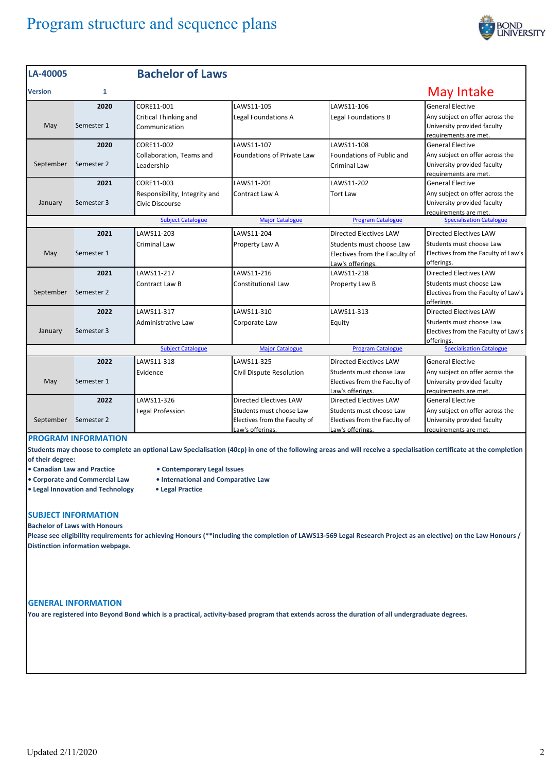# Program structure and sequence plans

## LA-40005 Bachelor of Laws

**Version** 1

**May Intake**

| Month | Year / Semester | Subject 1 | Subject 2 | Subject 3 | Subject 4 |
|---|---|---|---|---|---|
| May | 2020 Semester 1 | CORE11-001 Critical Thinking and Communication | LAWS11-105 Legal Foundations A | LAWS11-106 Legal Foundations B | General Elective Any subject on offer across the University provided faculty requirements are met. |
| September | 2020 Semester 2 | CORE11-002 Collaboration, Teams and Leadership | LAWS11-107 Foundations of Private Law | LAWS11-108 Foundations of Public and Criminal Law | General Elective Any subject on offer across the University provided faculty requirements are met. |
| January | 2021 Semester 3 | CORE11-003 Responsibility, Integrity and Civic Discourse | LAWS11-201 Contract Law A | LAWS11-202 Tort Law | General Elective Any subject on offer across the University provided faculty requirements are met. |
| | | Subject Catalogue | Major Catalogue | Program Catalogue | Specialisation Catalogue |
| May | 2021 Semester 1 | LAWS11-203 Criminal Law | LAWS11-204 Property Law A | Directed Electives LAW Students must choose Law Electives from the Faculty of Law's offerings. | Directed Electives LAW Students must choose Law Electives from the Faculty of Law's offerings. |
| September | 2021 Semester 2 | LAWS11-217 Contract Law B | LAWS11-216 Constitutional Law | LAWS11-218 Property Law B | Directed Electives LAW Students must choose Law Electives from the Faculty of Law's offerings. |
| January | 2022 Semester 3 | LAWS11-317 Administrative Law | LAWS11-310 Corporate Law | LAWS11-313 Equity | Directed Electives LAW Students must choose Law Electives from the Faculty of Law's offerings. |
| | | Subject Catalogue | Major Catalogue | Program Catalogue | Specialisation Catalogue |
| May | 2022 Semester 1 | LAWS11-318 Evidence | LAWS11-325 Civil Dispute Resolution | Directed Electives LAW Students must choose Law Electives from the Faculty of Law's offerings. | General Elective Any subject on offer across the University provided faculty requirements are met. |
| September | 2022 Semester 2 | LAWS11-326 Legal Profession | Directed Electives LAW Students must choose Law Electives from the Faculty of Law's offerings. | Directed Electives LAW Students must choose Law Electives from the Faculty of Law's offerings. | General Elective Any subject on offer across the University provided faculty requirements are met. |

### PROGRAM INFORMATION

**Students may choose to complete an optional Law Specialisation (40cp) in one of the following areas and will receive a specialisation certificate at the completion of their degree:**

- **Canadian Law and Practice**
- **Corporate and Commercial Law**
- **Legal Innovation and Technology**
- **Contemporary Legal Issues**
- **International and Comparative Law**
- **Legal Practice**

### SUBJECT INFORMATION

**Bachelor of Laws with Honours**

**Please see eligibility requirements for achieving Honours (**including the completion of LAWS13-569 Legal Research Project as an elective) on the Law Honours / Distinction information webpage.**

### GENERAL INFORMATION

**You are registered into Beyond Bond which is a practical, activity-based program that extends across the duration of all undergraduate degrees.**

Updated 2/11/2020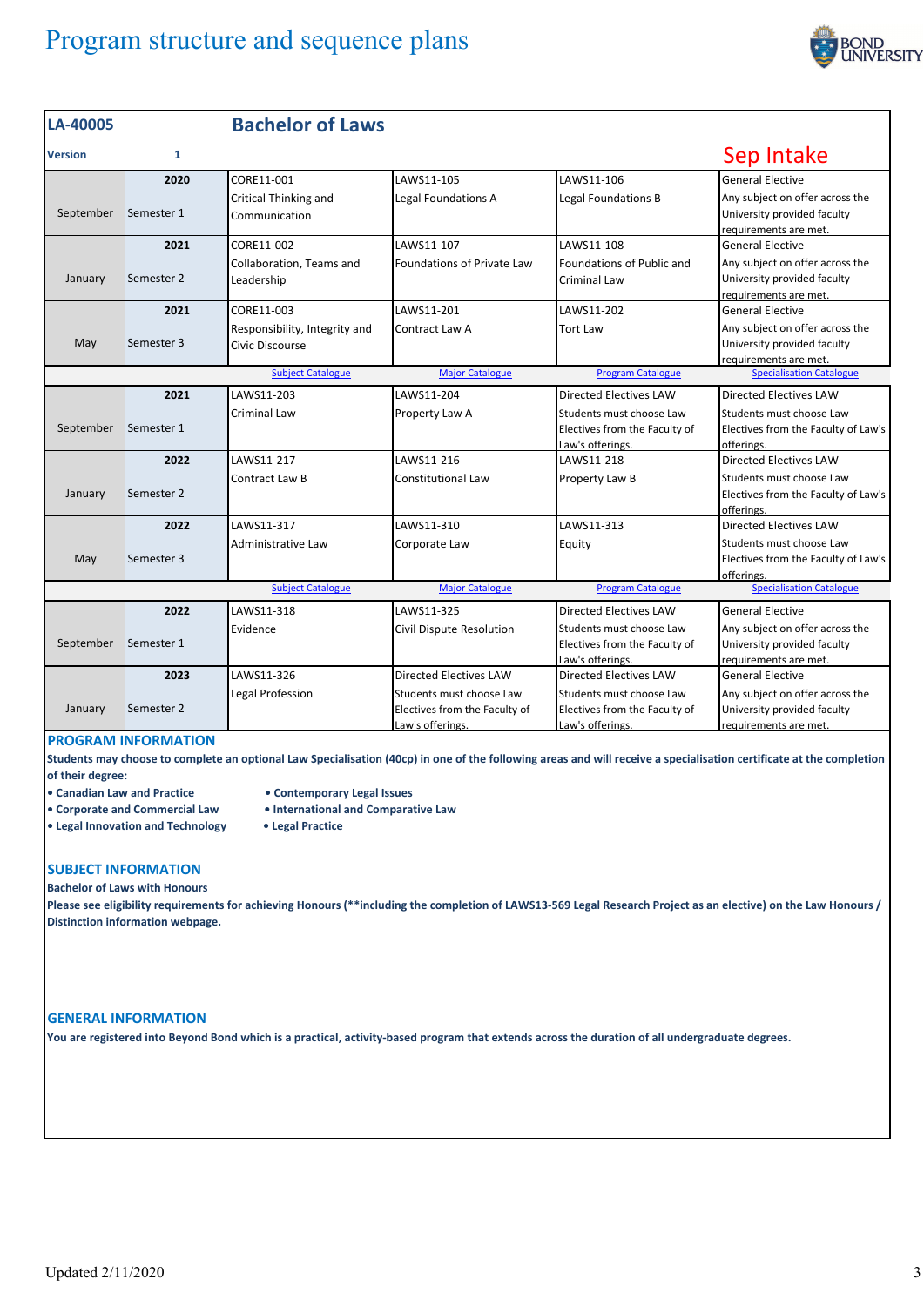# Program structure and sequence plans

| LA-40005 | | Bachelor of Laws | | | |
|---|---|---|---|---|---|
| Version | 1 | | | | Sep Intake |
| September | 2020 Semester 1 | CORE11-001 Critical Thinking and Communication | LAWS11-105 Legal Foundations A | LAWS11-106 Legal Foundations B | General Elective Any subject on offer across the University provided faculty requirements are met. |
| January | 2021 Semester 2 | CORE11-002 Collaboration, Teams and Leadership | LAWS11-107 Foundations of Private Law | LAWS11-108 Foundations of Public and Criminal Law | General Elective Any subject on offer across the University provided faculty requirements are met. |
| May | 2021 Semester 3 | CORE11-003 Responsibility, Integrity and Civic Discourse | LAWS11-201 Contract Law A | LAWS11-202 Tort Law | General Elective Any subject on offer across the University provided faculty requirements are met. |
| | | Subject Catalogue | Major Catalogue | Program Catalogue | Specialisation Catalogue |
| September | 2021 Semester 1 | LAWS11-203 Criminal Law | LAWS11-204 Property Law A | Directed Electives LAW Students must choose Law Electives from the Faculty of Law's offerings. | Directed Electives LAW Students must choose Law Electives from the Faculty of Law's offerings. |
| January | 2022 Semester 2 | LAWS11-217 Contract Law B | LAWS11-216 Constitutional Law | LAWS11-218 Property Law B | Directed Electives LAW Students must choose Law Electives from the Faculty of Law's offerings. |
| May | 2022 Semester 3 | LAWS11-317 Administrative Law | LAWS11-310 Corporate Law | LAWS11-313 Equity | Directed Electives LAW Students must choose Law Electives from the Faculty of Law's offerings. |
| | | Subject Catalogue | Major Catalogue | Program Catalogue | Specialisation Catalogue |
| September | 2022 Semester 1 | LAWS11-318 Evidence | LAWS11-325 Civil Dispute Resolution | Directed Electives LAW Students must choose Law Electives from the Faculty of Law's offerings. | General Elective Any subject on offer across the University provided faculty requirements are met. |
| January | 2023 Semester 2 | LAWS11-326 Legal Profession | Directed Electives LAW Students must choose Law Electives from the Faculty of Law's offerings. | Directed Electives LAW Students must choose Law Electives from the Faculty of Law's offerings. | General Elective Any subject on offer across the University provided faculty requirements are met. |

## PROGRAM INFORMATION

**Students may choose to complete an optional Law Specialisation (40cp) in one of the following areas and will receive a specialisation certificate at the completion of their degree:**

- **Canadian Law and Practice**
- **Corporate and Commercial Law**
- **Legal Innovation and Technology**
- **Contemporary Legal Issues**
- **International and Comparative Law**
- **Legal Practice**

## SUBJECT INFORMATION

**Bachelor of Laws with Honours**

**Please see eligibility requirements for achieving Honours (**including the completion of LAWS13-569 Legal Research Project as an elective) on the Law Honours / Distinction information webpage.**

## GENERAL INFORMATION

**You are registered into Beyond Bond which is a practical, activity-based program that extends across the duration of all undergraduate degrees.**

Updated 2/11/2020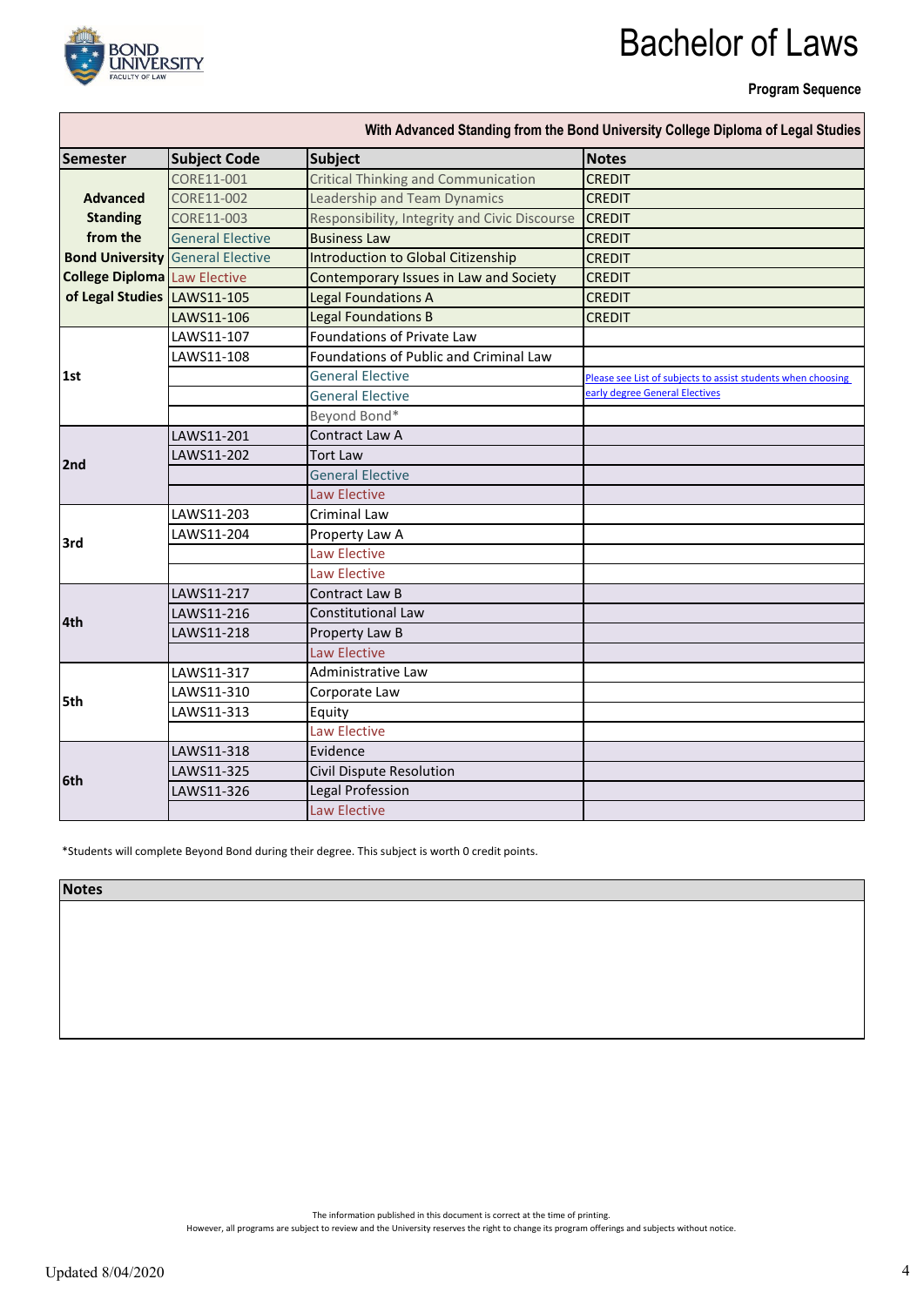# Bachelor of Laws

**Program Sequence**

| With Advanced Standing from the Bond University College Diploma of Legal Studies | | | |
|---|---|---|---|
| **Semester** | **Subject Code** | **Subject** | **Notes** |
| **Advanced Standing from the Bond University College Diploma of Legal Studies** | CORE11-001 | Critical Thinking and Communication | CREDIT |
| | CORE11-002 | Leadership and Team Dynamics | CREDIT |
| | CORE11-003 | Responsibility, Integrity and Civic Discourse | CREDIT |
| | General Elective | Business Law | CREDIT |
| | General Elective | Introduction to Global Citizenship | CREDIT |
| | Law Elective | Contemporary Issues in Law and Society | CREDIT |
| | LAWS11-105 | Legal Foundations A | CREDIT |
| | LAWS11-106 | Legal Foundations B | CREDIT |
| **1st** | LAWS11-107 | Foundations of Private Law | |
| | LAWS11-108 | Foundations of Public and Criminal Law | |
| | | General Elective | Please see List of subjects to assist students when choosing early degree General Electives |
| | | General Elective | |
| | | Beyond Bond* | |
| **2nd** | LAWS11-201 | Contract Law A | |
| | LAWS11-202 | Tort Law | |
| | | General Elective | |
| | | Law Elective | |
| **3rd** | LAWS11-203 | Criminal Law | |
| | LAWS11-204 | Property Law A | |
| | | Law Elective | |
| | | Law Elective | |
| **4th** | LAWS11-217 | Contract Law B | |
| | LAWS11-216 | Constitutional Law | |
| | LAWS11-218 | Property Law B | |
| | | Law Elective | |
| **5th** | LAWS11-317 | Administrative Law | |
| | LAWS11-310 | Corporate Law | |
| | LAWS11-313 | Equity | |
| | | Law Elective | |
| **6th** | LAWS11-318 | Evidence | |
| | LAWS11-325 | Civil Dispute Resolution | |
| | LAWS11-326 | Legal Profession | |
| | | Law Elective | |

*Students will complete Beyond Bond during their degree. This subject is worth 0 credit points.

| Notes |
|---|
| |

The information published in this document is correct at the time of printing.
However, all programs are subject to review and the University reserves the right to change its program offerings and subjects without notice.

Updated 8/04/2020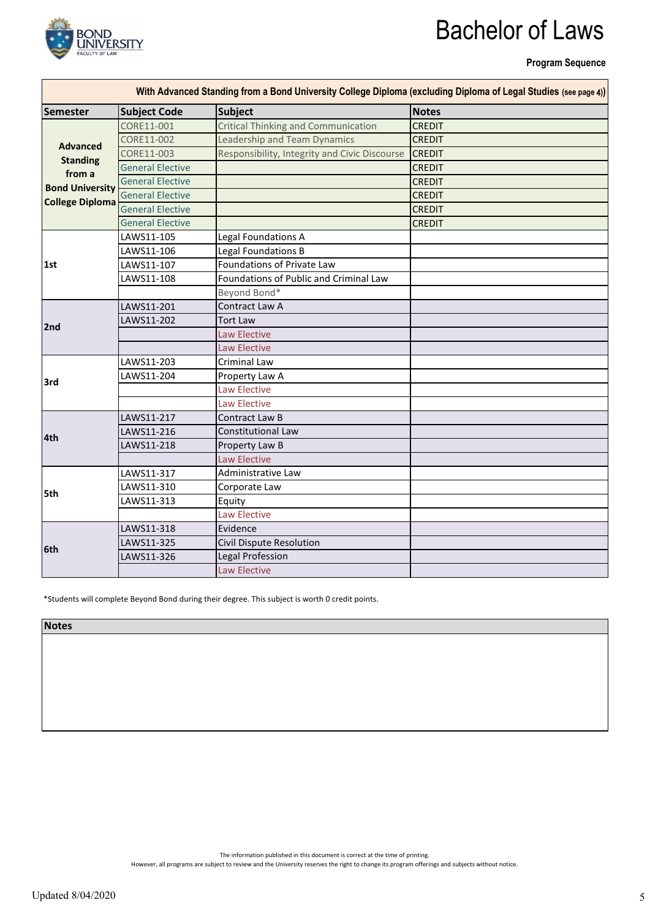# Bachelor of Laws

**Program Sequence**

| With Advanced Standing from a Bond University College Diploma (excluding Diploma of Legal Studies (see page 4)) | | | |
|---|---|---|---|
| **Semester** | **Subject Code** | **Subject** | **Notes** |
| **Advanced Standing from a Bond University College Diploma** | CORE11-001 | Critical Thinking and Communication | CREDIT |
| | CORE11-002 | Leadership and Team Dynamics | CREDIT |
| | CORE11-003 | Responsibility, Integrity and Civic Discourse | CREDIT |
| | General Elective | | CREDIT |
| | General Elective | | CREDIT |
| | General Elective | | CREDIT |
| | General Elective | | CREDIT |
| | General Elective | | CREDIT |
| 1st | LAWS11-105 | Legal Foundations A | |
| | LAWS11-106 | Legal Foundations B | |
| | LAWS11-107 | Foundations of Private Law | |
| | LAWS11-108 | Foundations of Public and Criminal Law | |
| | | Beyond Bond* | |
| 2nd | LAWS11-201 | Contract Law A | |
| | LAWS11-202 | Tort Law | |
| | | Law Elective | |
| | | Law Elective | |
| 3rd | LAWS11-203 | Criminal Law | |
| | LAWS11-204 | Property Law A | |
| | | Law Elective | |
| | | Law Elective | |
| 4th | LAWS11-217 | Contract Law B | |
| | LAWS11-216 | Constitutional Law | |
| | LAWS11-218 | Property Law B | |
| | | Law Elective | |
| 5th | LAWS11-317 | Administrative Law | |
| | LAWS11-310 | Corporate Law | |
| | LAWS11-313 | Equity | |
| | | Law Elective | |
| 6th | LAWS11-318 | Evidence | |
| | LAWS11-325 | Civil Dispute Resolution | |
| | LAWS11-326 | Legal Profession | |
| | | Law Elective | |

*Students will complete Beyond Bond during their degree. This subject is worth 0 credit points.

| Notes |
|---|
| |

The information published in this document is correct at the time of printing.
However, all programs are subject to review and the University reserves the right to change its program offerings and subjects without notice.

Updated 8/04/2020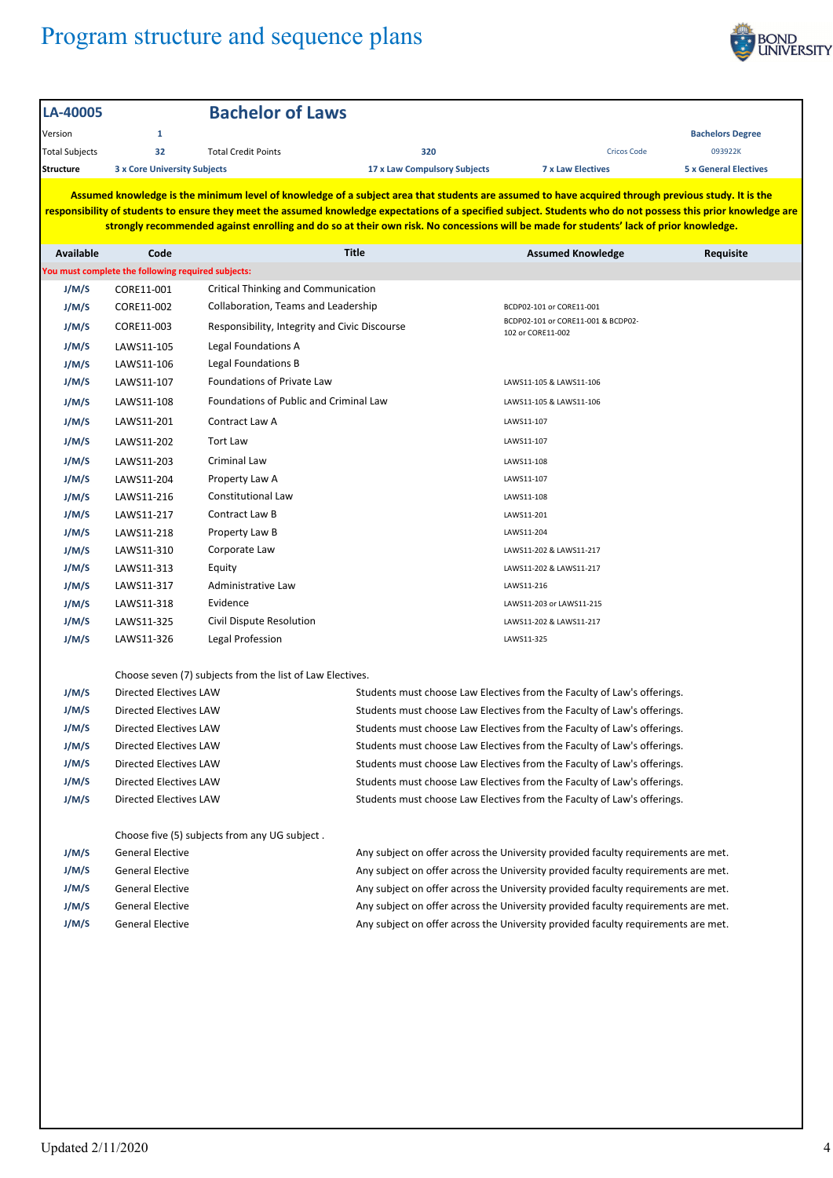# Program structure and sequence plans

| LA-40005 | | Bachelor of Laws | | |
|---|---|---|---|---|
| Version | 1 | | | Bachelors Degree |
| Total Subjects | 32 | Total Credit Points | 320 | Cricos Code 093922K |
| Structure | 3 x Core University Subjects | 17 x Law Compulsory Subjects | 7 x Law Electives | 5 x General Electives |

**Assumed knowledge is the minimum level of knowledge of a subject area that students are assumed to have acquired through previous study. It is the responsibility of students to ensure they meet the assumed knowledge expectations of a specified subject. Students who do not possess this prior knowledge are strongly recommended against enrolling and do so at their own risk. No concessions will be made for students' lack of prior knowledge.**

| Available | Code | Title | Assumed Knowledge | Requisite |
|---|---|---|---|---|
| **You must complete the following required subjects:** | | | | |
| J/M/S | CORE11-001 | Critical Thinking and Communication | | |
| J/M/S | CORE11-002 | Collaboration, Teams and Leadership | BCDP02-101 or CORE11-001 | |
| J/M/S | CORE11-003 | Responsibility, Integrity and Civic Discourse | BCDP02-101 or CORE11-001 & BCDP02-102 or CORE11-002 | |
| J/M/S | LAWS11-105 | Legal Foundations A | | |
| J/M/S | LAWS11-106 | Legal Foundations B | | |
| J/M/S | LAWS11-107 | Foundations of Private Law | LAWS11-105 & LAWS11-106 | |
| J/M/S | LAWS11-108 | Foundations of Public and Criminal Law | LAWS11-105 & LAWS11-106 | |
| J/M/S | LAWS11-201 | Contract Law A | LAWS11-107 | |
| J/M/S | LAWS11-202 | Tort Law | LAWS11-107 | |
| J/M/S | LAWS11-203 | Criminal Law | LAWS11-108 | |
| J/M/S | LAWS11-204 | Property Law A | LAWS11-107 | |
| J/M/S | LAWS11-216 | Constitutional Law | LAWS11-108 | |
| J/M/S | LAWS11-217 | Contract Law B | LAWS11-201 | |
| J/M/S | LAWS11-218 | Property Law B | LAWS11-204 | |
| J/M/S | LAWS11-310 | Corporate Law | LAWS11-202 & LAWS11-217 | |
| J/M/S | LAWS11-313 | Equity | LAWS11-202 & LAWS11-217 | |
| J/M/S | LAWS11-317 | Administrative Law | LAWS11-216 | |
| J/M/S | LAWS11-318 | Evidence | LAWS11-203 or LAWS11-215 | |
| J/M/S | LAWS11-325 | Civil Dispute Resolution | LAWS11-202 & LAWS11-217 | |
| J/M/S | LAWS11-326 | Legal Profession | LAWS11-325 | |

Choose seven (7) subjects from the list of Law Electives.

| Available | Subject | Notes |
|---|---|---|
| J/M/S | Directed Electives LAW | Students must choose Law Electives from the Faculty of Law's offerings. |
| J/M/S | Directed Electives LAW | Students must choose Law Electives from the Faculty of Law's offerings. |
| J/M/S | Directed Electives LAW | Students must choose Law Electives from the Faculty of Law's offerings. |
| J/M/S | Directed Electives LAW | Students must choose Law Electives from the Faculty of Law's offerings. |
| J/M/S | Directed Electives LAW | Students must choose Law Electives from the Faculty of Law's offerings. |
| J/M/S | Directed Electives LAW | Students must choose Law Electives from the Faculty of Law's offerings. |
| J/M/S | Directed Electives LAW | Students must choose Law Electives from the Faculty of Law's offerings. |

Choose five (5) subjects from any UG subject .

| Available | Subject | Notes |
|---|---|---|
| J/M/S | General Elective | Any subject on offer across the University provided faculty requirements are met. |
| J/M/S | General Elective | Any subject on offer across the University provided faculty requirements are met. |
| J/M/S | General Elective | Any subject on offer across the University provided faculty requirements are met. |
| J/M/S | General Elective | Any subject on offer across the University provided faculty requirements are met. |
| J/M/S | General Elective | Any subject on offer across the University provided faculty requirements are met. |

Updated 2/11/2020